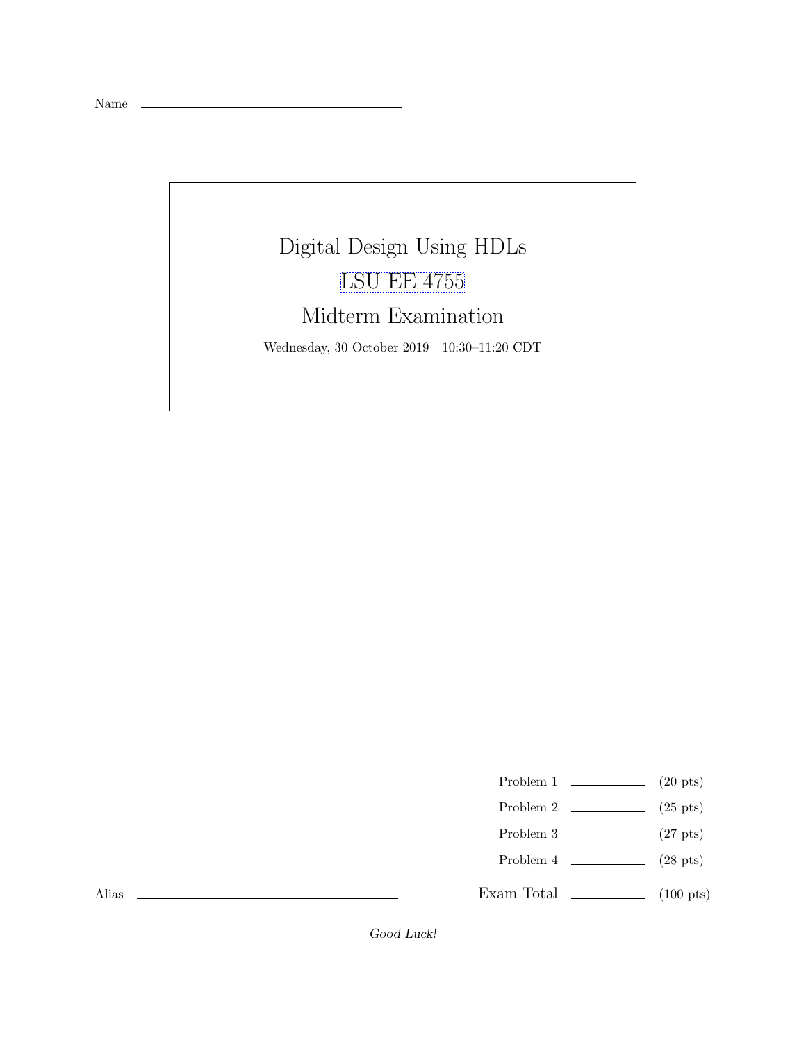Name \_\_\_\_\_\_\_\_\_\_\_\_\_\_\_\_\_\_\_\_\_\_\_\_\_\_\_\_\_\_\_\_

# Digital Design Using HDLs

## LSU EE 4755

## Midterm Examination

Wednesday, 30 October 2019   10:30–11:20 CDT

| | | |
|---|---|---|
| Problem 1 | \_\_\_\_\_\_\_\_ | (20 pts) |
| Problem 2 | \_\_\_\_\_\_\_\_ | (25 pts) |
| Problem 3 | \_\_\_\_\_\_\_\_ | (27 pts) |
| Problem 4 | \_\_\_\_\_\_\_\_ | (28 pts) |
| Exam Total | \_\_\_\_\_\_\_\_ | (100 pts) |

Alias \_\_\_\_\_\_\_\_\_\_\_\_\_\_\_\_\_\_\_\_\_\_\_\_\_\_\_\_\_\_\_\_

*Good Luck!*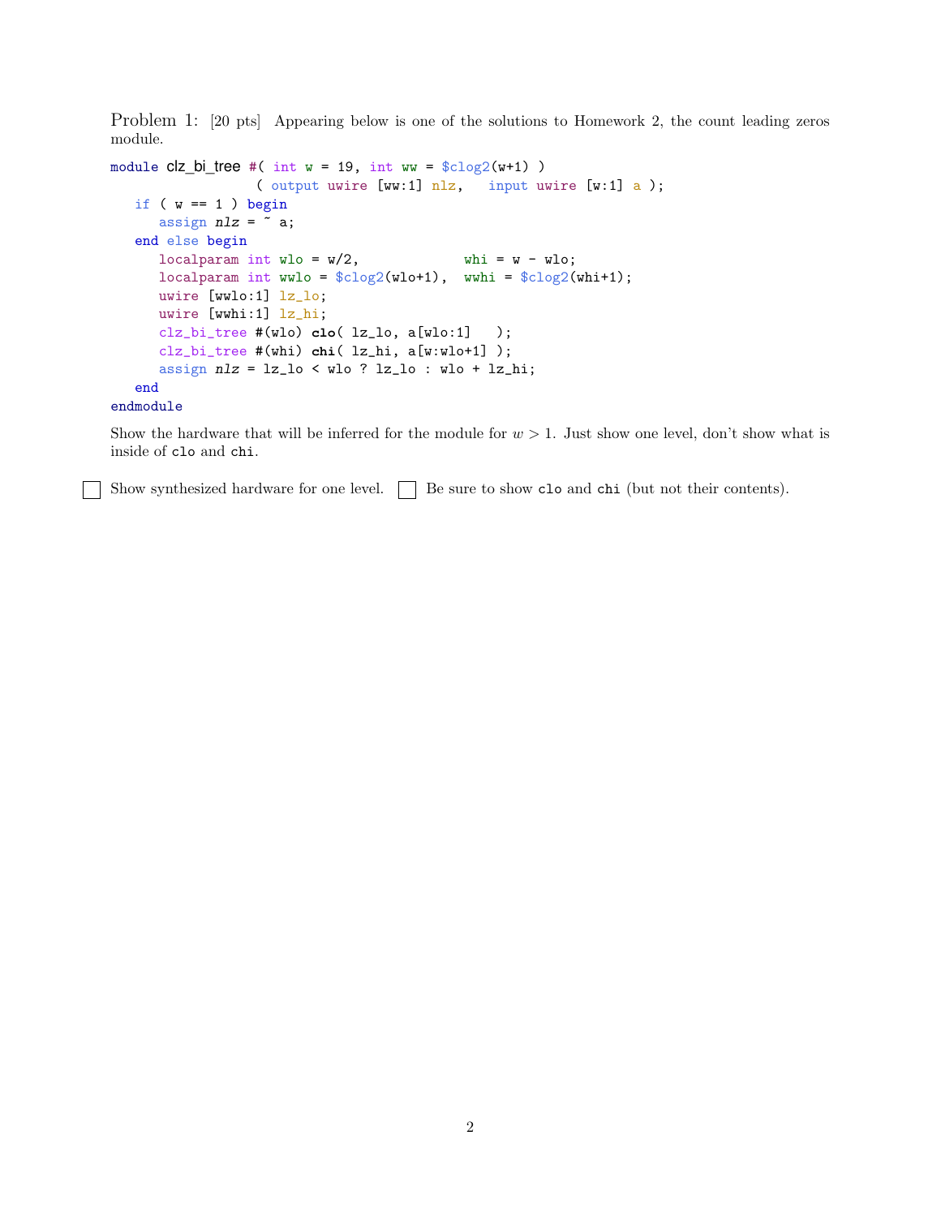Problem 1: [20 pts] Appearing below is one of the solutions to Homework 2, the count leading zeros module.

```
module clz_bi_tree #( int w = 19, int ww = $clog2(w+1) )
                   ( output uwire [ww:1] nlz,   input uwire [w:1] a );
   if ( w == 1 ) begin
      assign nlz = ~ a;
   end else begin
      localparam int wlo = w/2,             whi = w - wlo;
      localparam int wwlo = $clog2(wlo+1),  wwhi = $clog2(whi+1);
      uwire [wwlo:1] lz_lo;
      uwire [wwhi:1] lz_hi;
      clz_bi_tree #(wlo) clo( lz_lo, a[wlo:1]   );
      clz_bi_tree #(whi) chi( lz_hi, a[w:wlo+1] );
      assign nlz = lz_lo < wlo ? lz_lo : wlo + lz_hi;
   end
endmodule
```

Show the hardware that will be inferred for the module for $w > 1$. Just show one level, don't show what is inside of `clo` and `chi`.

☐ Show synthesized hardware for one level. ☐ Be sure to show `clo` and `chi` (but not their contents).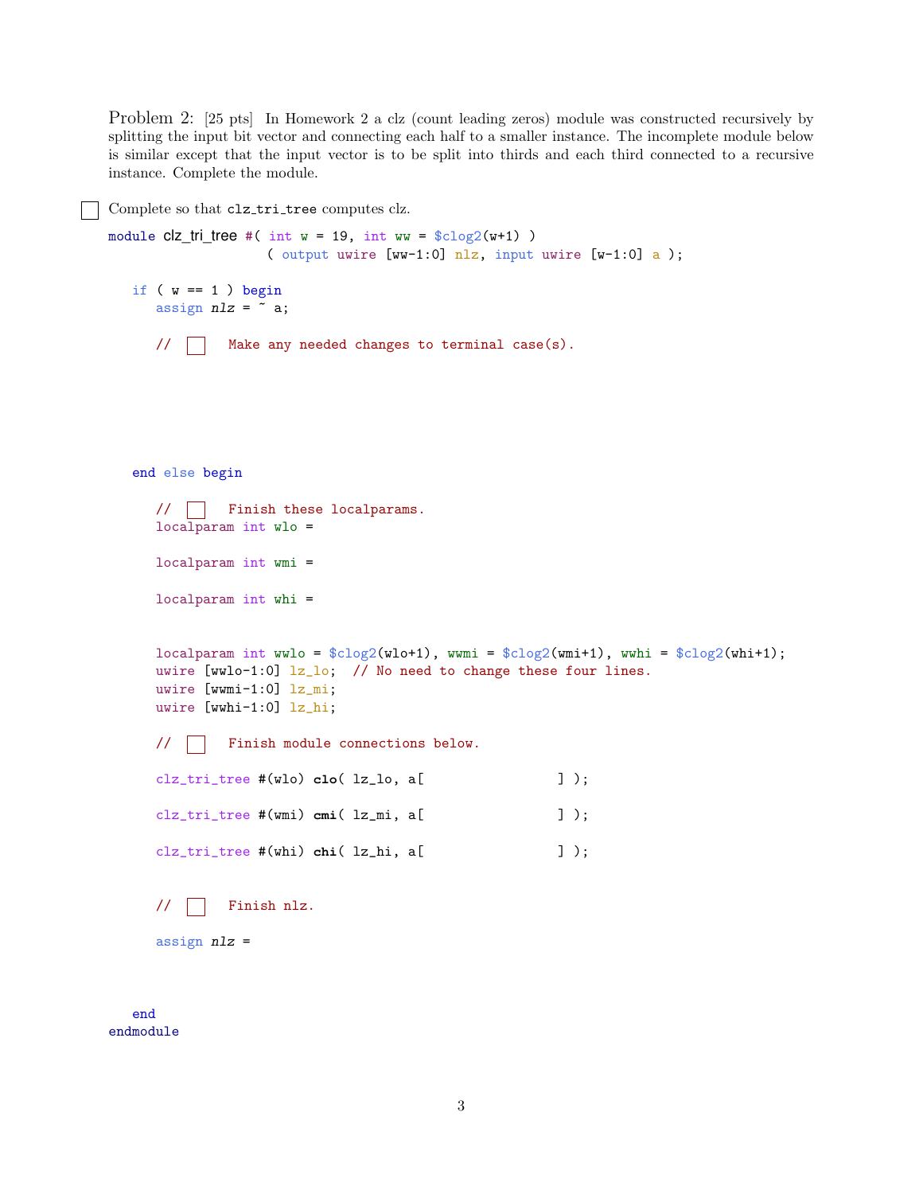Problem 2: [25 pts] In Homework 2 a clz (count leading zeros) module was constructed recursively by splitting the input bit vector and connecting each half to a smaller instance. The incomplete module below is similar except that the input vector is to be split into thirds and each third connected to a recursive instance. Complete the module.

☐ Complete so that `clz_tri_tree` computes clz.

```
module clz_tri_tree #( int w = 19, int ww = $clog2(w+1) )
                    ( output uwire [ww-1:0] nlz, input uwire [w-1:0] a );

   if ( w == 1 ) begin
      assign nlz = ~ a;

      // [ ]  Make any needed changes to terminal case(s).






   end else begin

      // [ ]  Finish these localparams.
      localparam int wlo =

      localparam int wmi =

      localparam int whi =


      localparam int wwlo = $clog2(wlo+1), wwmi = $clog2(wmi+1), wwhi = $clog2(whi+1);
      uwire [wwlo-1:0] lz_lo;  // No need to change these four lines.
      uwire [wwmi-1:0] lz_mi;
      uwire [wwhi-1:0] lz_hi;

      // [ ]  Finish module connections below.

      clz_tri_tree #(wlo) clo( lz_lo, a[                ] );

      clz_tri_tree #(wmi) cmi( lz_mi, a[                ] );

      clz_tri_tree #(whi) chi( lz_hi, a[                ] );


      // [ ]  Finish nlz.

      assign nlz =



   end
endmodule
```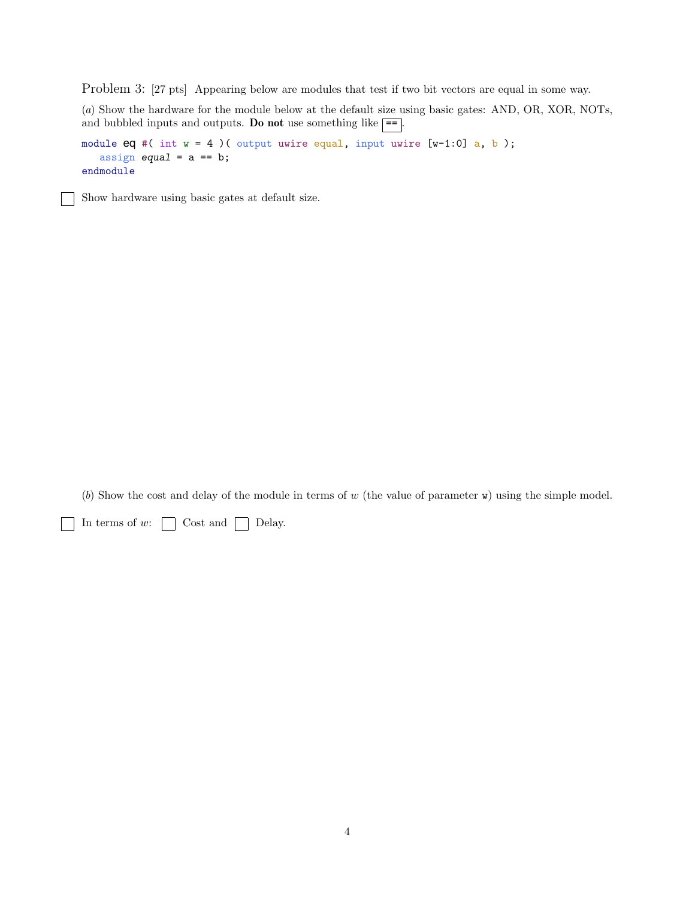Problem 3: [27 pts] Appearing below are modules that test if two bit vectors are equal in some way.

(*a*) Show the hardware for the module below at the default size using basic gates: AND, OR, XOR, NOTs, and bubbled inputs and outputs. **Do not** use something like `==`.

```
module eq #( int w = 4 )( output uwire equal, input uwire [w-1:0] a, b );
   assign equal = a == b;
endmodule
```

☐ Show hardware using basic gates at default size.

(*b*) Show the cost and delay of the module in terms of $w$ (the value of parameter `w`) using the simple model.

☐ In terms of $w$: ☐ Cost and ☐ Delay.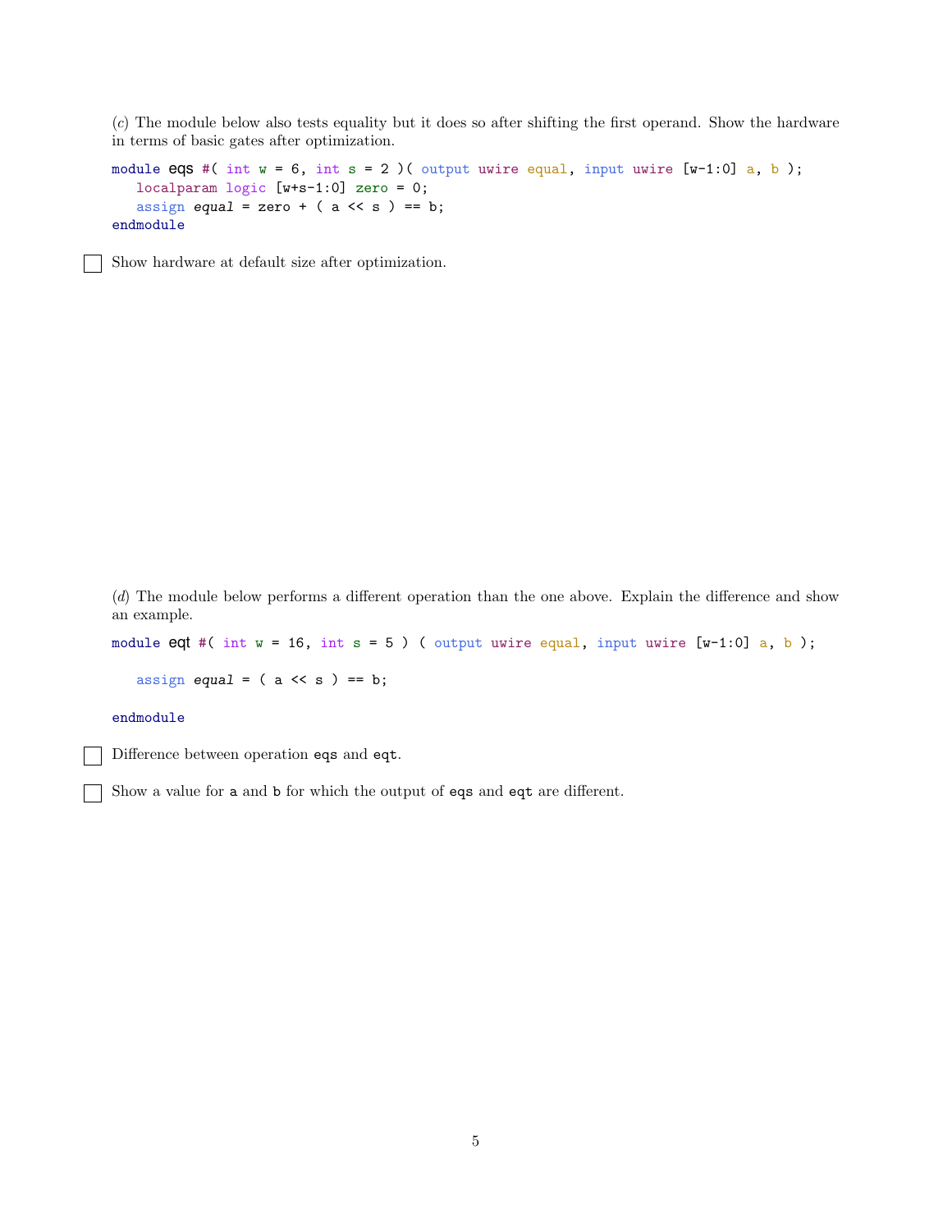(*c*) The module below also tests equality but it does so after shifting the first operand. Show the hardware in terms of basic gates after optimization.

```
module eqs #( int w = 6, int s = 2 )( output uwire equal, input uwire [w-1:0] a, b );
   localparam logic [w+s-1:0] zero = 0;
   assign equal = zero + ( a << s ) == b;
endmodule
```

☐ Show hardware at default size after optimization.

(*d*) The module below performs a different operation than the one above. Explain the difference and show an example.

```
module eqt #( int w = 16, int s = 5 ) ( output uwire equal, input uwire [w-1:0] a, b );

   assign equal = ( a << s ) == b;

endmodule
```

☐ Difference between operation eqs and eqt.

☐ Show a value for a and b for which the output of eqs and eqt are different.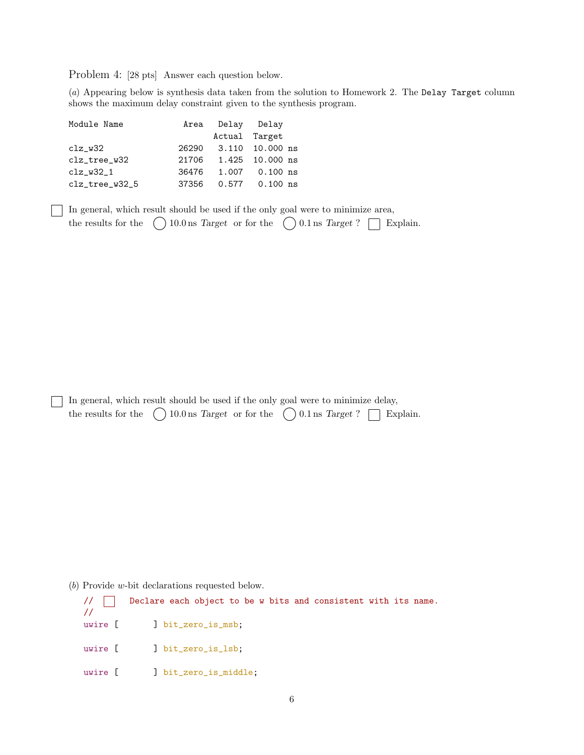Problem 4: [28 pts] Answer each question below.

(*a*) Appearing below is synthesis data taken from the solution to Homework 2. The `Delay Target` column shows the maximum delay constraint given to the synthesis program.

| Module Name | Area | Delay Actual | Delay Target |
|---|---|---|---|
| clz_w32 | 26290 | 3.110 | 10.000 ns |
| clz_tree_w32 | 21706 | 1.425 | 10.000 ns |
| clz_w32_1 | 36476 | 1.007 | 0.100 ns |
| clz_tree_w32_5 | 37356 | 0.577 | 0.100 ns |

☐ In general, which result should be used if the only goal were to minimize area, the results for the ◯ 10.0 ns *Target* or for the ◯ 0.1 ns *Target* ? ☐ Explain.

☐ In general, which result should be used if the only goal were to minimize delay, the results for the ◯ 10.0 ns *Target* or for the ◯ 0.1 ns *Target* ? ☐ Explain.

(*b*) Provide $w$-bit declarations requested below.

```
// ☐  Declare each object to be w bits and consistent with its name.
//
uwire [       ] bit_zero_is_msb;

uwire [       ] bit_zero_is_lsb;

uwire [       ] bit_zero_is_middle;
```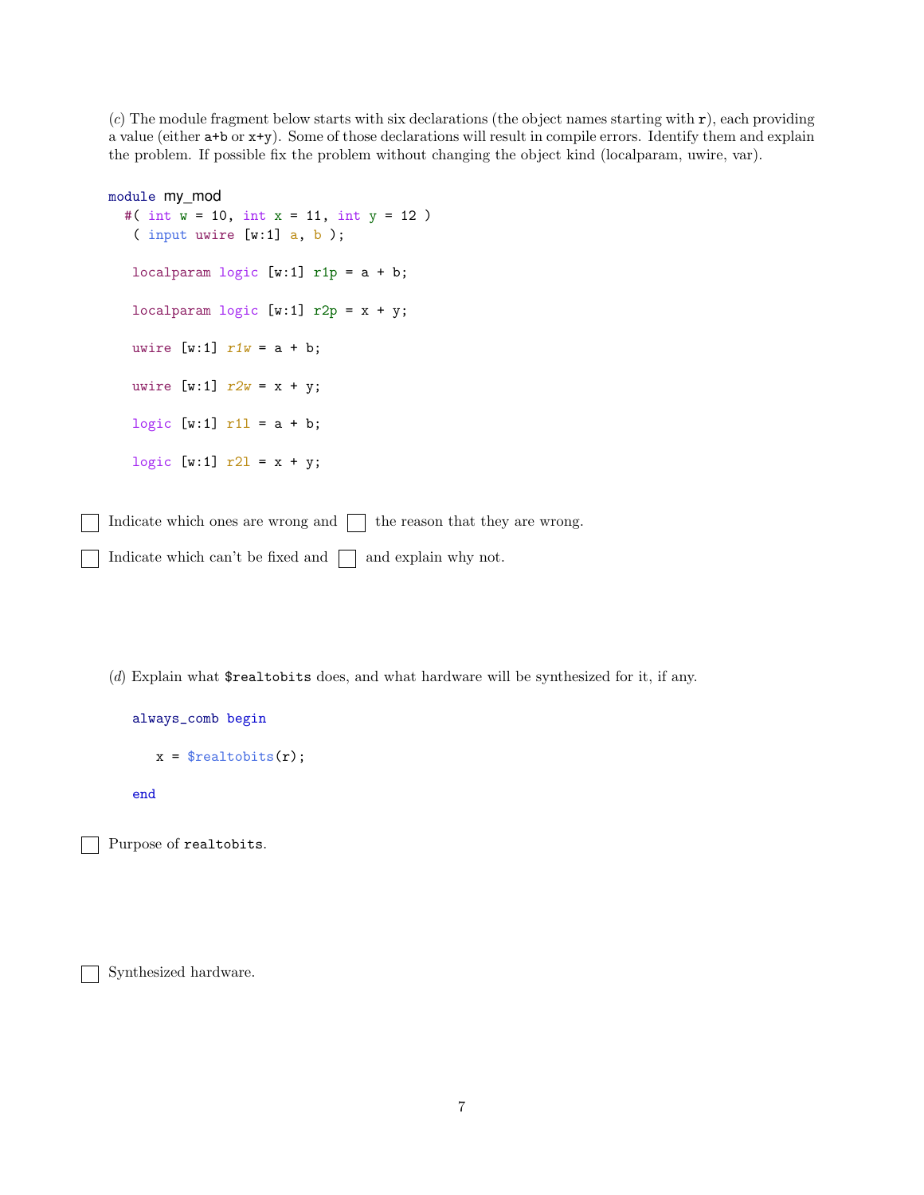(*c*) The module fragment below starts with six declarations (the object names starting with `r`), each providing a value (either `a+b` or `x+y`). Some of those declarations will result in compile errors. Identify them and explain the problem. If possible fix the problem without changing the object kind (localparam, uwire, var).

```
module my_mod
  #( int w = 10, int x = 11, int y = 12 )
   ( input uwire [w:1] a, b );

   localparam logic [w:1] r1p = a + b;

   localparam logic [w:1] r2p = x + y;

   uwire [w:1] r1w = a + b;

   uwire [w:1] r2w = x + y;

   logic [w:1] r1l = a + b;

   logic [w:1] r2l = x + y;
```

☐ Indicate which ones are wrong and ☐ the reason that they are wrong.

☐ Indicate which can't be fixed and ☐ and explain why not.

(*d*) Explain what `$realtobits` does, and what hardware will be synthesized for it, if any.

```
   always_comb begin

      x = $realtobits(r);

   end
```

☐ Purpose of `realtobits`.

☐ Synthesized hardware.